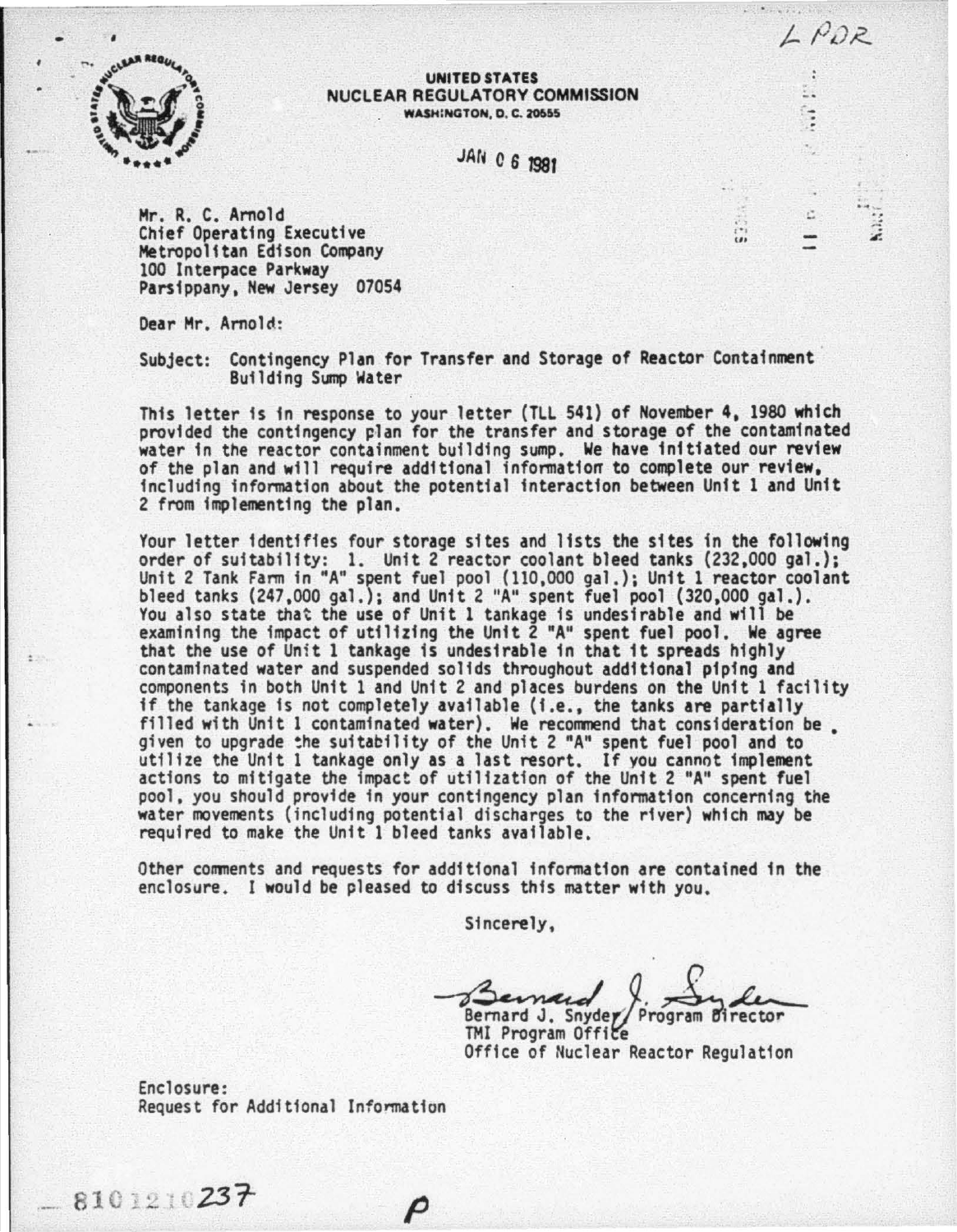LPDR

**UNITED STATES**
**NUCLEAR REGULATORY COMMISSION**
**WASHINGTON, D. C. 20555**

JAN 06 1981

Mr. R. C. Arnold
Chief Operating Executive
Metropolitan Edison Company
100 Interpace Parkway
Parsippany, New Jersey 07054

Dear Mr. Arnold:

Subject: Contingency Plan for Transfer and Storage of Reactor Containment Building Sump Water

This letter is in response to your letter (TLL 541) of November 4, 1980 which provided the contingency plan for the transfer and storage of the contaminated water in the reactor containment building sump. We have initiated our review of the plan and will require additional information to complete our review, including information about the potential interaction between Unit 1 and Unit 2 from implementing the plan.

Your letter identifies four storage sites and lists the sites in the following order of suitability: 1. Unit 2 reactor coolant bleed tanks (232,000 gal.); Unit 2 Tank Farm in "A" spent fuel pool (110,000 gal.); Unit 1 reactor coolant bleed tanks (247,000 gal.); and Unit 2 "A" spent fuel pool (320,000 gal.). You also state that the use of Unit 1 tankage is undesirable and will be examining the impact of utilizing the Unit 2 "A" spent fuel pool. We agree that the use of Unit 1 tankage is undesirable in that it spreads highly contaminated water and suspended solids throughout additional piping and components in both Unit 1 and Unit 2 and places burdens on the Unit 1 facility if the tankage is not completely available (i.e., the tanks are partially filled with Unit 1 contaminated water). We recommend that consideration be given to upgrade the suitability of the Unit 2 "A" spent fuel pool and to utilize the Unit 1 tankage only as a last resort. If you cannot implement actions to mitigate the impact of utilization of the Unit 2 "A" spent fuel pool, you should provide in your contingency plan information concerning the water movements (including potential discharges to the river) which may be required to make the Unit 1 bleed tanks available.

Other comments and requests for additional information are contained in the enclosure. I would be pleased to discuss this matter with you.

Sincerely,

Bernard J. Snyder

Bernard J. Snyder, Program Director
TMI Program Office
Office of Nuclear Reactor Regulation

Enclosure:
Request for Additional Information

8101210237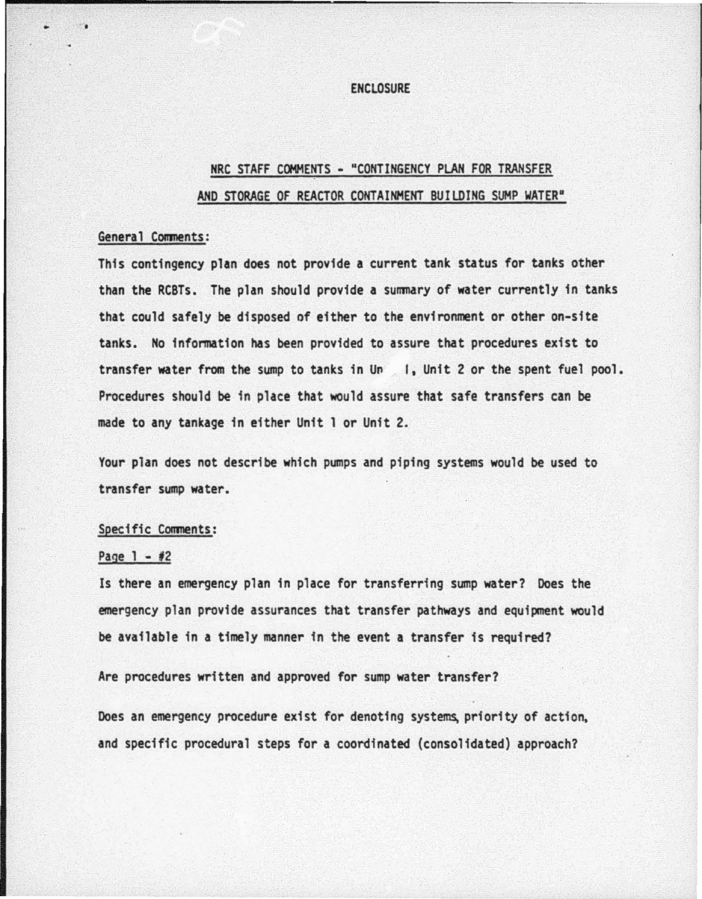ENCLOSURE

## NRC STAFF COMMENTS - "CONTINGENCY PLAN FOR TRANSFER AND STORAGE OF REACTOR CONTAINMENT BUILDING SUMP WATER"

General Comments:

This contingency plan does not provide a current tank status for tanks other than the RCBTs. The plan should provide a summary of water currently in tanks that could safely be disposed of either to the environment or other on-site tanks. No information has been provided to assure that procedures exist to transfer water from the sump to tanks in Un 1, Unit 2 or the spent fuel pool. Procedures should be in place that would assure that safe transfers can be made to any tankage in either Unit 1 or Unit 2.

Your plan does not describe which pumps and piping systems would be used to transfer sump water.

Specific Comments:

Page 1 - #2

Is there an emergency plan in place for transferring sump water? Does the emergency plan provide assurances that transfer pathways and equipment would be available in a timely manner in the event a transfer is required?

Are procedures written and approved for sump water transfer?

Does an emergency procedure exist for denoting systems, priority of action, and specific procedural steps for a coordinated (consolidated) approach?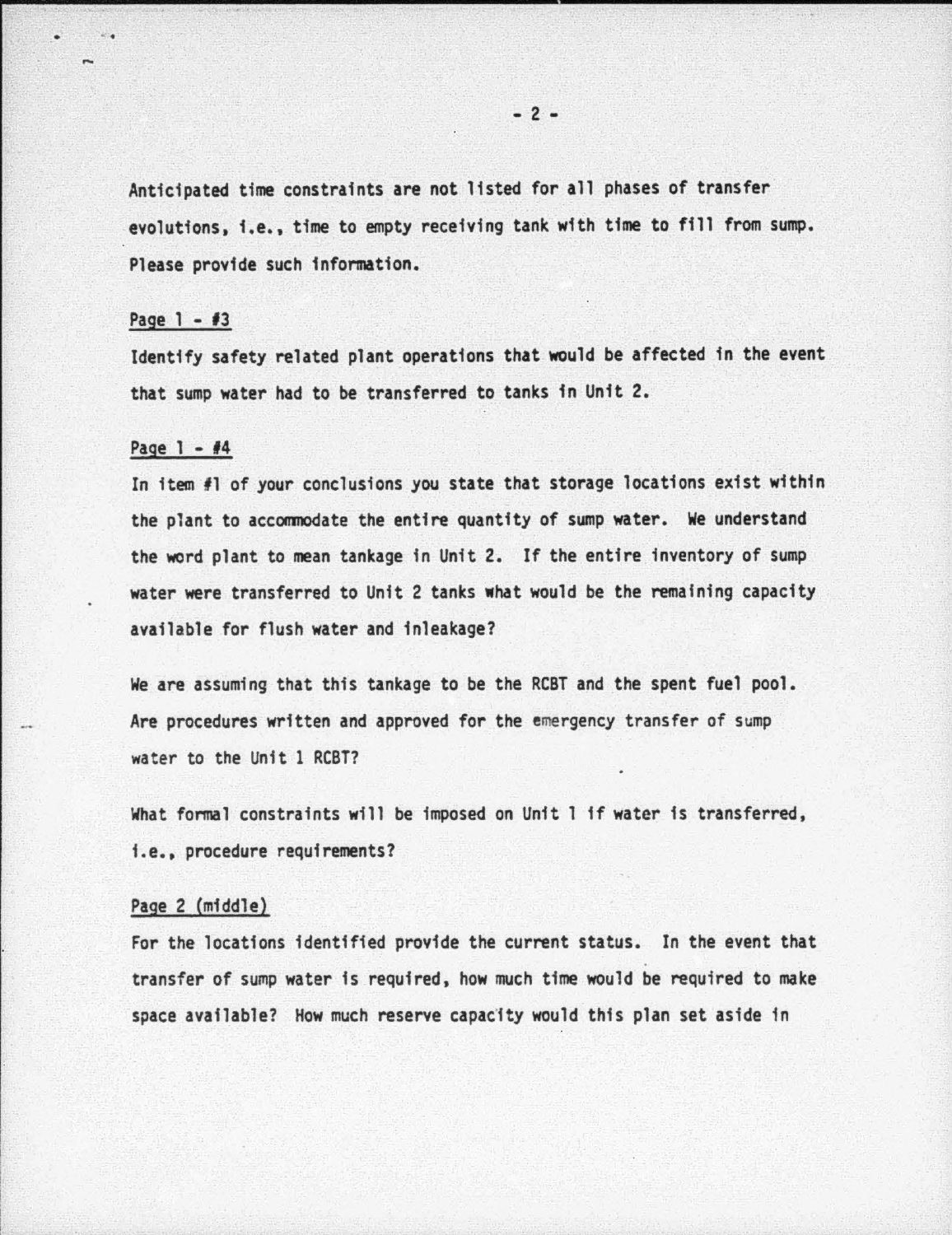Anticipated time constraints are not listed for all phases of transfer evolutions, i.e., time to empty receiving tank with time to fill from sump. Please provide such information.

Page 1 - #3

Identify safety related plant operations that would be affected in the event that sump water had to be transferred to tanks in Unit 2.

Page 1 - #4

In item #1 of your conclusions you state that storage locations exist within the plant to accommodate the entire quantity of sump water. We understand the word plant to mean tankage in Unit 2. If the entire inventory of sump water were transferred to Unit 2 tanks what would be the remaining capacity available for flush water and inleakage?

We are assuming that this tankage to be the RCBT and the spent fuel pool. Are procedures written and approved for the emergency transfer of sump water to the Unit 1 RCBT?

What formal constraints will be imposed on Unit 1 if water is transferred, i.e., procedure requirements?

Page 2 (middle)

For the locations identified provide the current status. In the event that transfer of sump water is required, how much time would be required to make space available? How much reserve capacity would this plan set aside in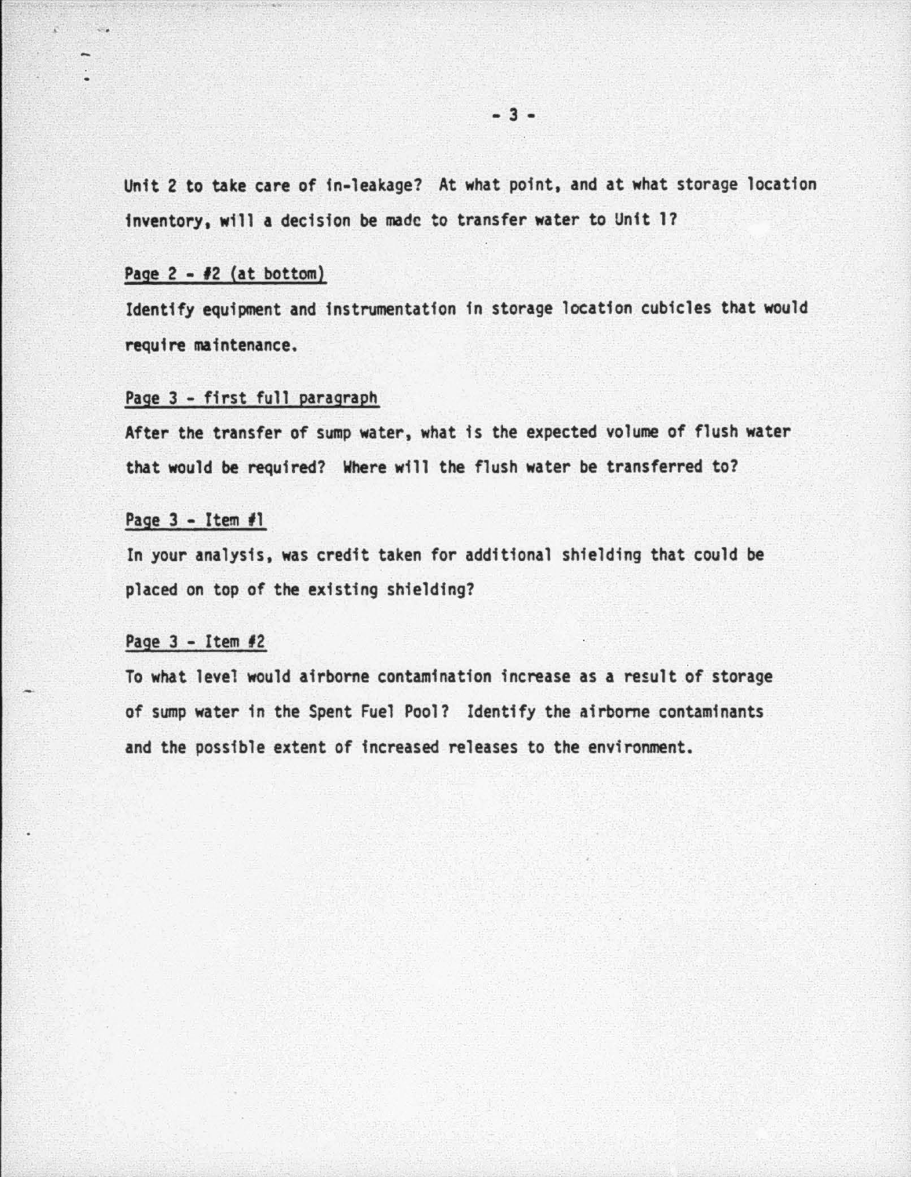Unit 2 to take care of in-leakage? At what point, and at what storage location inventory, will a decision be madc to transfer water to Unit 1?

Page 2 - #2 (at bottom)

Identify equipment and instrumentation in storage location cubicles that would require maintenance.

Page 3 - first full paragraph

After the transfer of sump water, what is the expected volume of flush water that would be required? Where will the flush water be transferred to?

Page 3 - Item #1

In your analysis, was credit taken for additional shielding that could be placed on top of the existing shielding?

Page 3 - Item #2

To what level would airborne contamination increase as a result of storage of sump water in the Spent Fuel Pool? Identify the airborne contaminants and the possible extent of increased releases to the environment.